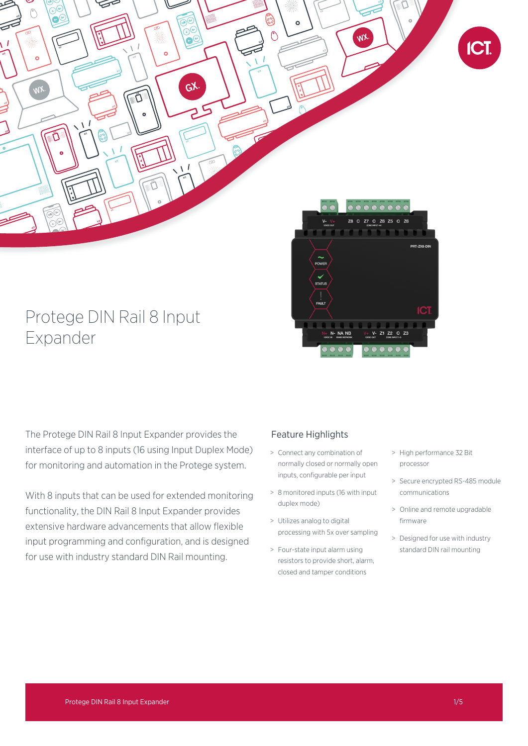# Protege DIN Rail 8 Input Expander

The Protege DIN Rail 8 Input Expander provides the interface of up to 8 inputs (16 using Input Duplex Mode) for monitoring and automation in the Protege system.

With 8 inputs that can be used for extended monitoring functionality, the DIN Rail 8 Input Expander provides extensive hardware advancements that allow flexible input programming and configuration, and is designed for use with industry standard DIN Rail mounting.

## Feature Highlights

- Connect any combination of normally closed or normally open inputs, configurable per input
- 8 monitored inputs (16 with input duplex mode)
- Utilizes analog to digital processing with 5x over sampling
- Four-state input alarm using resistors to provide short, alarm, closed and tamper conditions
- High performance 32 Bit processor
- Secure encrypted RS-485 module communications
- Online and remote upgradable firmware
- Designed for use with industry standard DIN rail mounting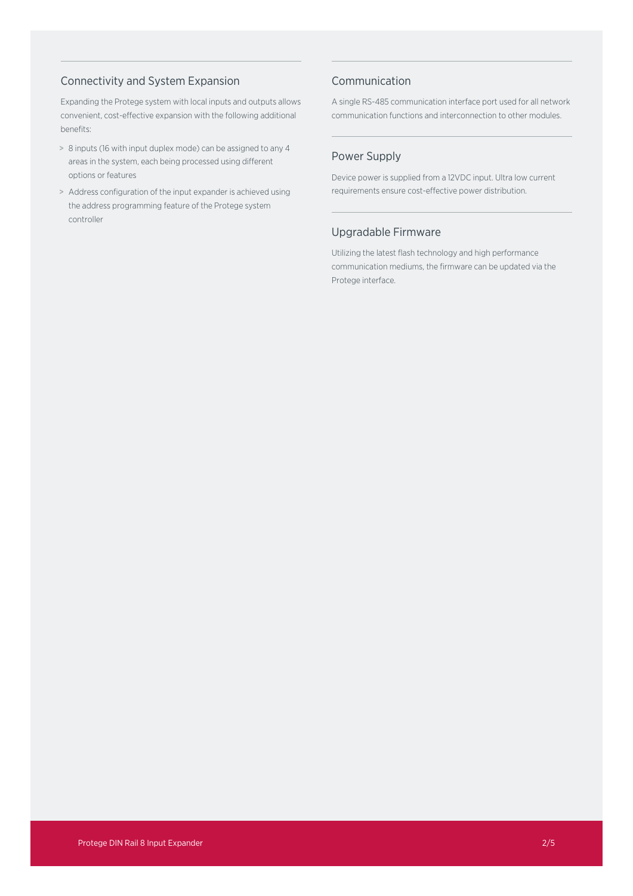## Connectivity and System Expansion

Expanding the Protege system with local inputs and outputs allows convenient, cost-effective expansion with the following additional benefits:

> 8 inputs (16 with input duplex mode) can be assigned to any 4 areas in the system, each being processed using different options or features

> Address configuration of the input expander is achieved using the address programming feature of the Protege system controller

## Communication

A single RS-485 communication interface port used for all network communication functions and interconnection to other modules.

## Power Supply

Device power is supplied from a 12VDC input. Ultra low current requirements ensure cost-effective power distribution.

## Upgradable Firmware

Utilizing the latest flash technology and high performance communication mediums, the firmware can be updated via the Protege interface.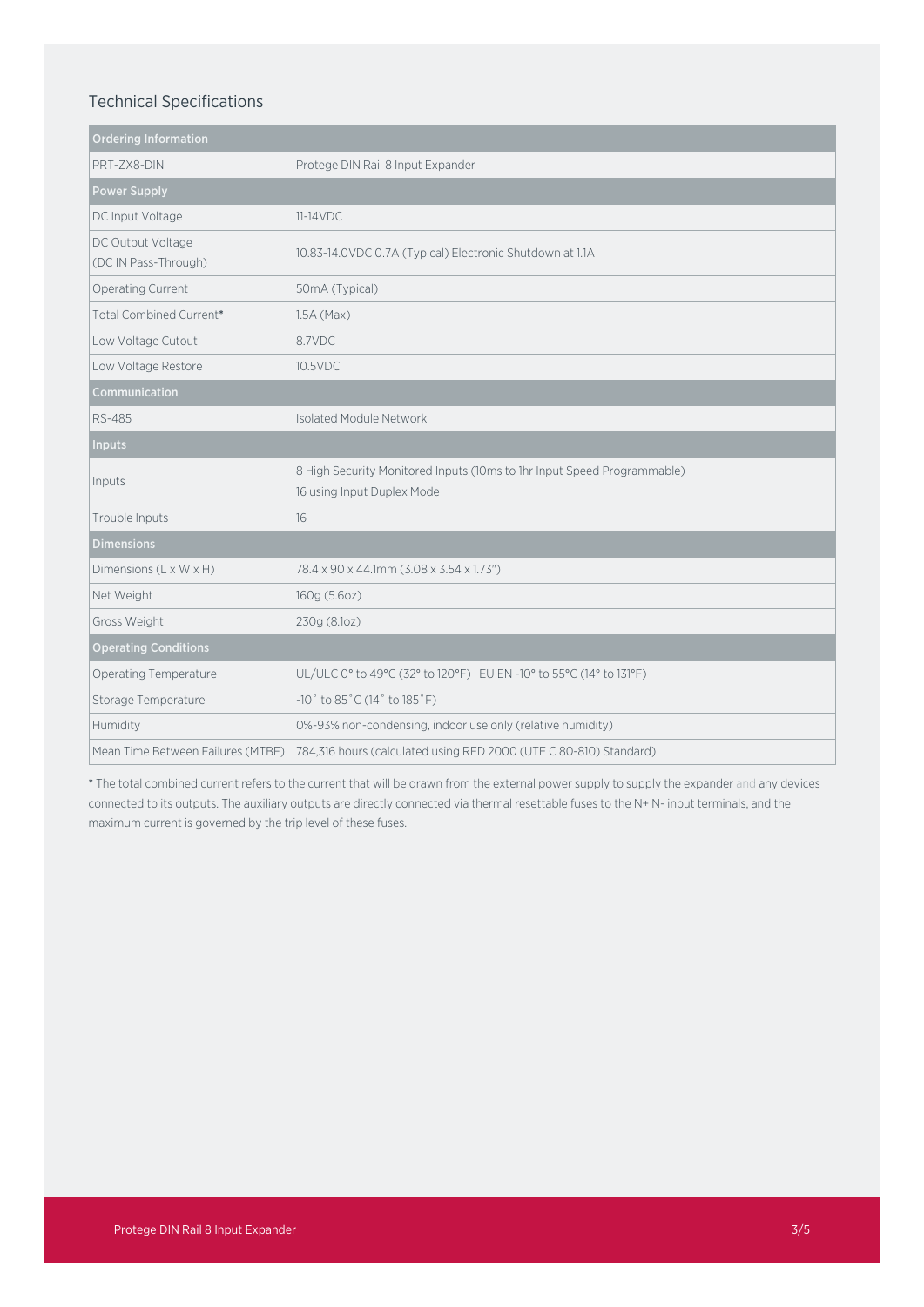## Technical Specifications

| Ordering Information | |
|---|---|
| PRT-ZX8-DIN | Protege DIN Rail 8 Input Expander |
| **Power Supply** | |
| DC Input Voltage | 11-14VDC |
| DC Output Voltage (DC IN Pass-Through) | 10.83-14.0VDC 0.7A (Typical) Electronic Shutdown at 1.1A |
| Operating Current | 50mA (Typical) |
| Total Combined Current* | 1.5A (Max) |
| Low Voltage Cutout | 8.7VDC |
| Low Voltage Restore | 10.5VDC |
| **Communication** | |
| RS-485 | Isolated Module Network |
| **Inputs** | |
| Inputs | 8 High Security Monitored Inputs (10ms to 1hr Input Speed Programmable)<br>16 using Input Duplex Mode |
| Trouble Inputs | 16 |
| **Dimensions** | |
| Dimensions (L x W x H) | 78.4 x 90 x 44.1mm (3.08 x 3.54 x 1.73") |
| Net Weight | 160g (5.6oz) |
| Gross Weight | 230g (8.1oz) |
| **Operating Conditions** | |
| Operating Temperature | UL/ULC 0° to 49°C (32° to 120°F) : EU EN -10° to 55°C (14° to 131°F) |
| Storage Temperature | -10˚ to 85˚C (14˚ to 185˚F) |
| Humidity | 0%-93% non-condensing, indoor use only (relative humidity) |
| Mean Time Between Failures (MTBF) | 784,316 hours (calculated using RFD 2000 (UTE C 80-810) Standard) |

* The total combined current refers to the current that will be drawn from the external power supply to supply the expander and any devices connected to its outputs. The auxiliary outputs are directly connected via thermal resettable fuses to the N+ N- input terminals, and the maximum current is governed by the trip level of these fuses.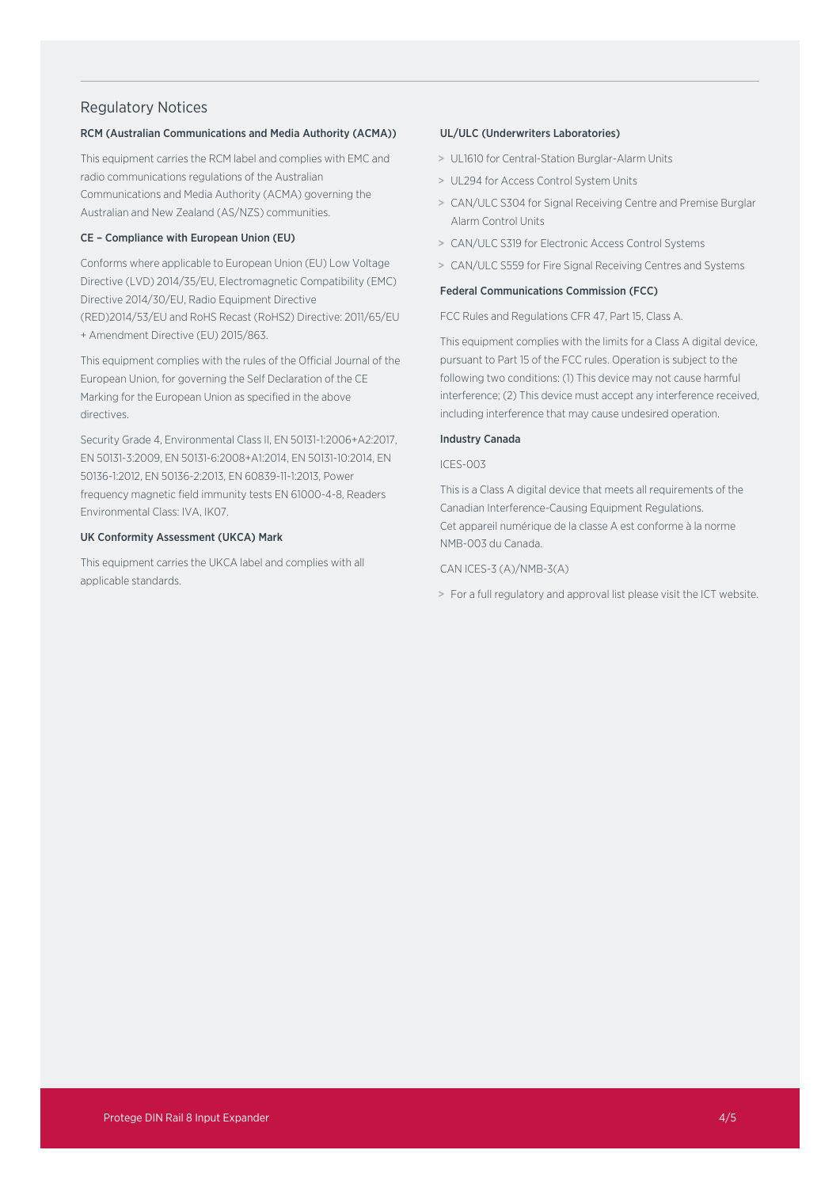## Regulatory Notices

### RCM (Australian Communications and Media Authority (ACMA))

This equipment carries the RCM label and complies with EMC and radio communications regulations of the Australian Communications and Media Authority (ACMA) governing the Australian and New Zealand (AS/NZS) communities.

### CE – Compliance with European Union (EU)

Conforms where applicable to European Union (EU) Low Voltage Directive (LVD) 2014/35/EU, Electromagnetic Compatibility (EMC) Directive 2014/30/EU, Radio Equipment Directive (RED)2014/53/EU and RoHS Recast (RoHS2) Directive: 2011/65/EU + Amendment Directive (EU) 2015/863.

This equipment complies with the rules of the Official Journal of the European Union, for governing the Self Declaration of the CE Marking for the European Union as specified in the above directives.

Security Grade 4, Environmental Class II, EN 50131-1:2006+A2:2017, EN 50131-3:2009, EN 50131-6:2008+A1:2014, EN 50131-10:2014, EN 50136-1:2012, EN 50136-2:2013, EN 60839-11-1:2013, Power frequency magnetic field immunity tests EN 61000-4-8, Readers Environmental Class: IVA, IK07.

### UK Conformity Assessment (UKCA) Mark

This equipment carries the UKCA label and complies with all applicable standards.

### UL/ULC (Underwriters Laboratories)

> UL1610 for Central-Station Burglar-Alarm Units
> UL294 for Access Control System Units
> CAN/ULC S304 for Signal Receiving Centre and Premise Burglar Alarm Control Units
> CAN/ULC S319 for Electronic Access Control Systems
> CAN/ULC S559 for Fire Signal Receiving Centres and Systems

### Federal Communications Commission (FCC)

FCC Rules and Regulations CFR 47, Part 15, Class A.

This equipment complies with the limits for a Class A digital device, pursuant to Part 15 of the FCC rules. Operation is subject to the following two conditions: (1) This device may not cause harmful interference; (2) This device must accept any interference received, including interference that may cause undesired operation.

### Industry Canada

ICES-003

This is a Class A digital device that meets all requirements of the Canadian Interference-Causing Equipment Regulations.
Cet appareil numérique de la classe A est conforme à la norme NMB-003 du Canada.

CAN ICES-3 (A)/NMB-3(A)

> For a full regulatory and approval list please visit the ICT website.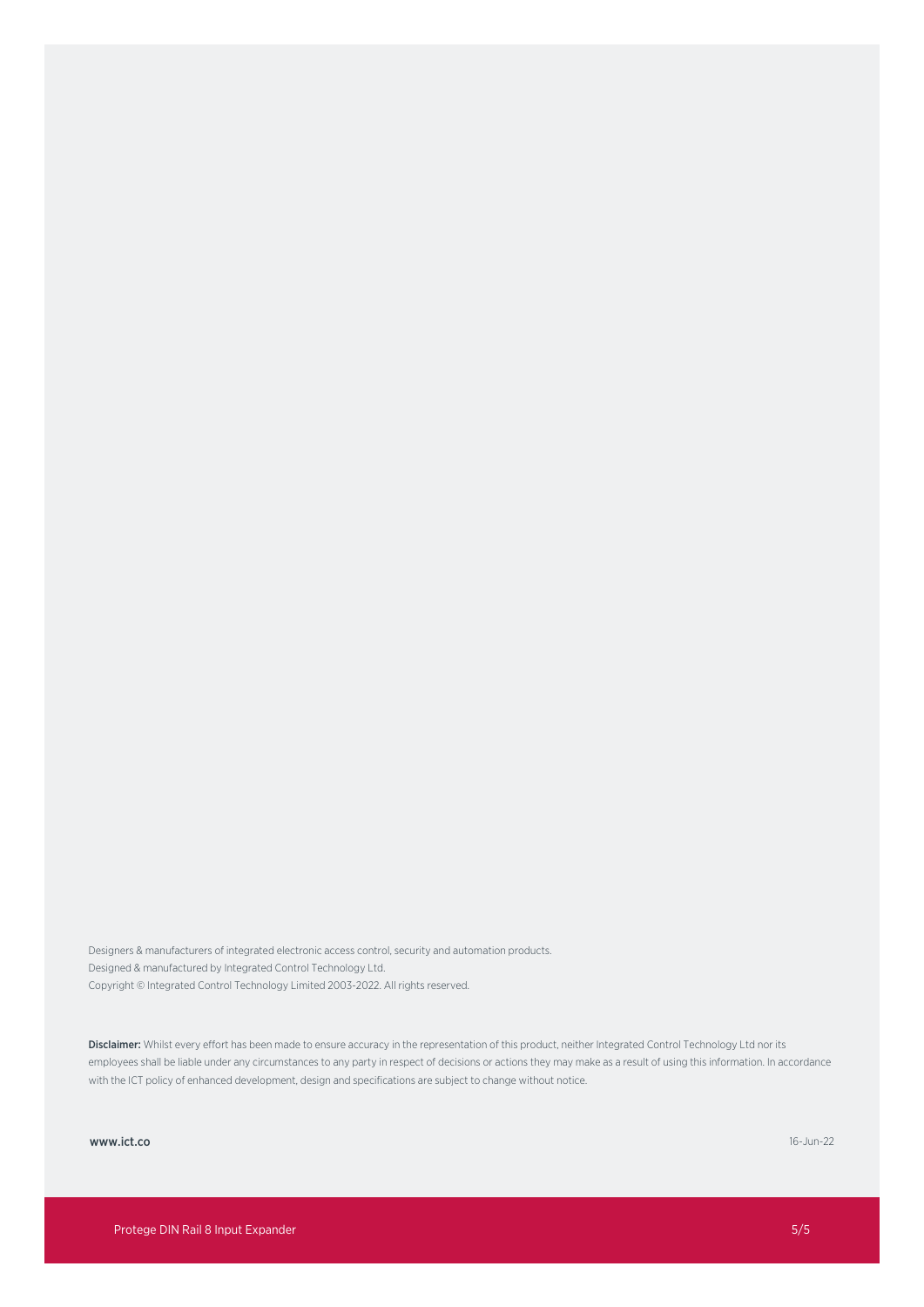Designers & manufacturers of integrated electronic access control, security and automation products.
Designed & manufactured by Integrated Control Technology Ltd.
Copyright © Integrated Control Technology Limited 2003-2022. All rights reserved.

**Disclaimer:** Whilst every effort has been made to ensure accuracy in the representation of this product, neither Integrated Control Technology Ltd nor its employees shall be liable under any circumstances to any party in respect of decisions or actions they may make as a result of using this information. In accordance with the ICT policy of enhanced development, design and specifications are subject to change without notice.

**www.ict.co**

16-Jun-22